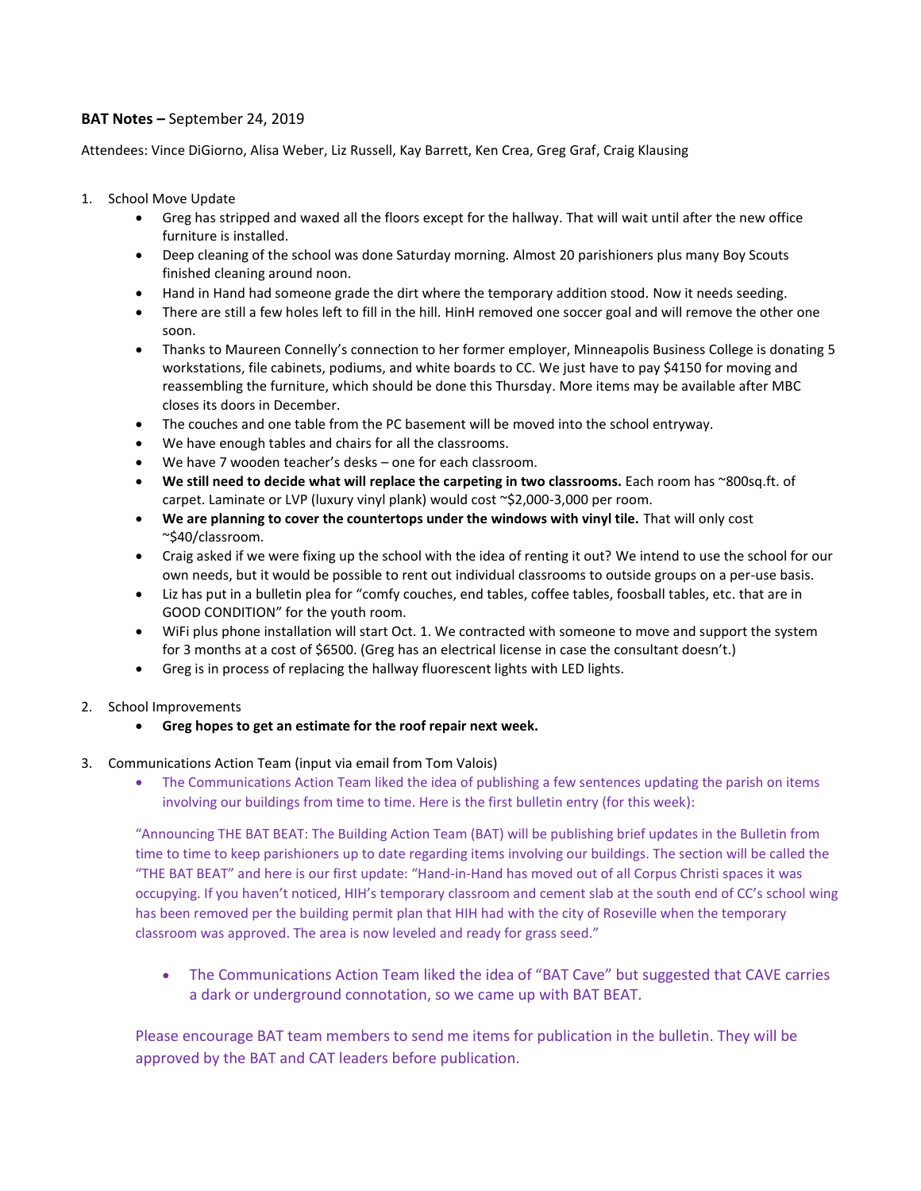**BAT Notes –** September 24, 2019

Attendees: Vince DiGiorno, Alisa Weber, Liz Russell, Kay Barrett, Ken Crea, Greg Graf, Craig Klausing

1. School Move Update
    - Greg has stripped and waxed all the floors except for the hallway. That will wait until after the new office furniture is installed.
    - Deep cleaning of the school was done Saturday morning. Almost 20 parishioners plus many Boy Scouts finished cleaning around noon.
    - Hand in Hand had someone grade the dirt where the temporary addition stood. Now it needs seeding.
    - There are still a few holes left to fill in the hill. HinH removed one soccer goal and will remove the other one soon.
    - Thanks to Maureen Connelly's connection to her former employer, Minneapolis Business College is donating 5 workstations, file cabinets, podiums, and white boards to CC. We just have to pay $4150 for moving and reassembling the furniture, which should be done this Thursday. More items may be available after MBC closes its doors in December.
    - The couches and one table from the PC basement will be moved into the school entryway.
    - We have enough tables and chairs for all the classrooms.
    - We have 7 wooden teacher's desks – one for each classroom.
    - **We still need to decide what will replace the carpeting in two classrooms.** Each room has ~800sq.ft. of carpet. Laminate or LVP (luxury vinyl plank) would cost ~$2,000-3,000 per room.
    - **We are planning to cover the countertops under the windows with vinyl tile.** That will only cost ~$40/classroom.
    - Craig asked if we were fixing up the school with the idea of renting it out? We intend to use the school for our own needs, but it would be possible to rent out individual classrooms to outside groups on a per-use basis.
    - Liz has put in a bulletin plea for "comfy couches, end tables, coffee tables, foosball tables, etc. that are in GOOD CONDITION" for the youth room.
    - WiFi plus phone installation will start Oct. 1. We contracted with someone to move and support the system for 3 months at a cost of $6500. (Greg has an electrical license in case the consultant doesn't.)
    - Greg is in process of replacing the hallway fluorescent lights with LED lights.

2. School Improvements
    - **Greg hopes to get an estimate for the roof repair next week.**

3. Communications Action Team (input via email from Tom Valois)
    - The Communications Action Team liked the idea of publishing a few sentences updating the parish on items involving our buildings from time to time. Here is the first bulletin entry (for this week):

    "Announcing THE BAT BEAT: The Building Action Team (BAT) will be publishing brief updates in the Bulletin from time to time to keep parishioners up to date regarding items involving our buildings. The section will be called the "THE BAT BEAT" and here is our first update: "Hand-in-Hand has moved out of all Corpus Christi spaces it was occupying. If you haven't noticed, HIH's temporary classroom and cement slab at the south end of CC's school wing has been removed per the building permit plan that HIH had with the city of Roseville when the temporary classroom was approved. The area is now leveled and ready for grass seed."

    - The Communications Action Team liked the idea of "BAT Cave" but suggested that CAVE carries a dark or underground connotation, so we came up with BAT BEAT.

    Please encourage BAT team members to send me items for publication in the bulletin. They will be approved by the BAT and CAT leaders before publication.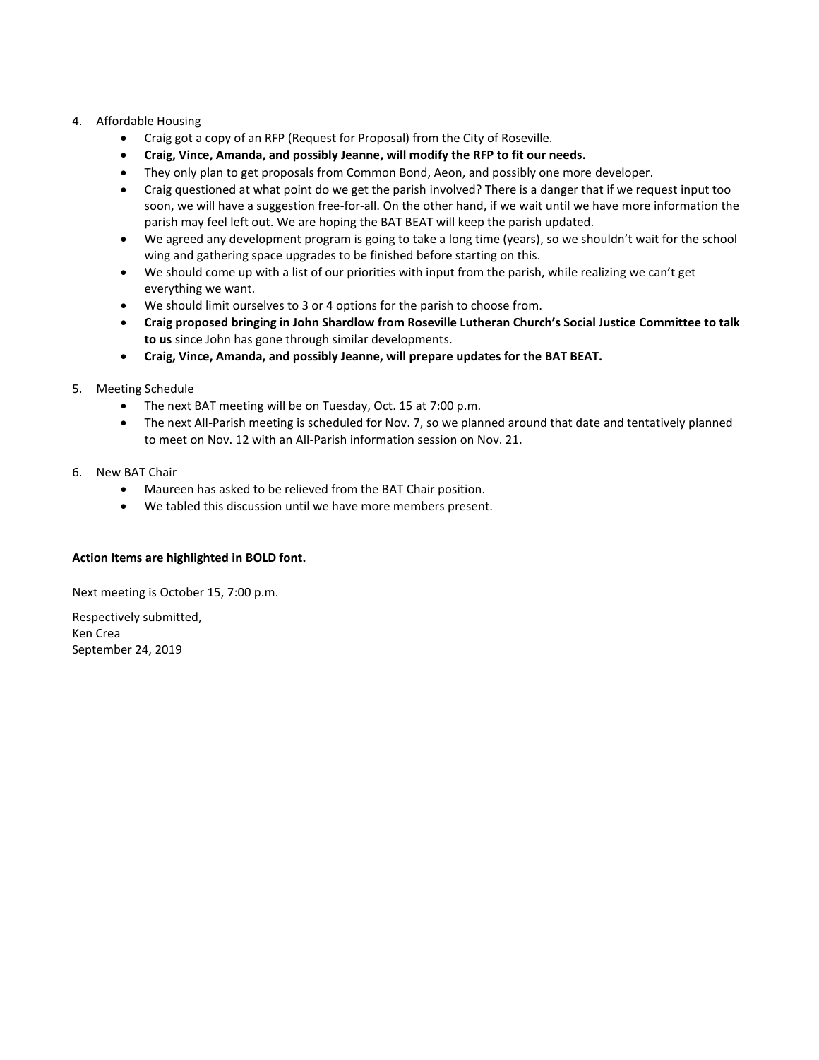4. Affordable Housing
   - Craig got a copy of an RFP (Request for Proposal) from the City of Roseville.
   - **Craig, Vince, Amanda, and possibly Jeanne, will modify the RFP to fit our needs.**
   - They only plan to get proposals from Common Bond, Aeon, and possibly one more developer.
   - Craig questioned at what point do we get the parish involved? There is a danger that if we request input too soon, we will have a suggestion free-for-all. On the other hand, if we wait until we have more information the parish may feel left out. We are hoping the BAT BEAT will keep the parish updated.
   - We agreed any development program is going to take a long time (years), so we shouldn't wait for the school wing and gathering space upgrades to be finished before starting on this.
   - We should come up with a list of our priorities with input from the parish, while realizing we can't get everything we want.
   - We should limit ourselves to 3 or 4 options for the parish to choose from.
   - **Craig proposed bringing in John Shardlow from Roseville Lutheran Church's Social Justice Committee to talk to us** since John has gone through similar developments.
   - **Craig, Vince, Amanda, and possibly Jeanne, will prepare updates for the BAT BEAT.**

5. Meeting Schedule
   - The next BAT meeting will be on Tuesday, Oct. 15 at 7:00 p.m.
   - The next All-Parish meeting is scheduled for Nov. 7, so we planned around that date and tentatively planned to meet on Nov. 12 with an All-Parish information session on Nov. 21.

6. New BAT Chair
   - Maureen has asked to be relieved from the BAT Chair position.
   - We tabled this discussion until we have more members present.

**Action Items are highlighted in BOLD font.**

Next meeting is October 15, 7:00 p.m.

Respectively submitted,
Ken Crea
September 24, 2019